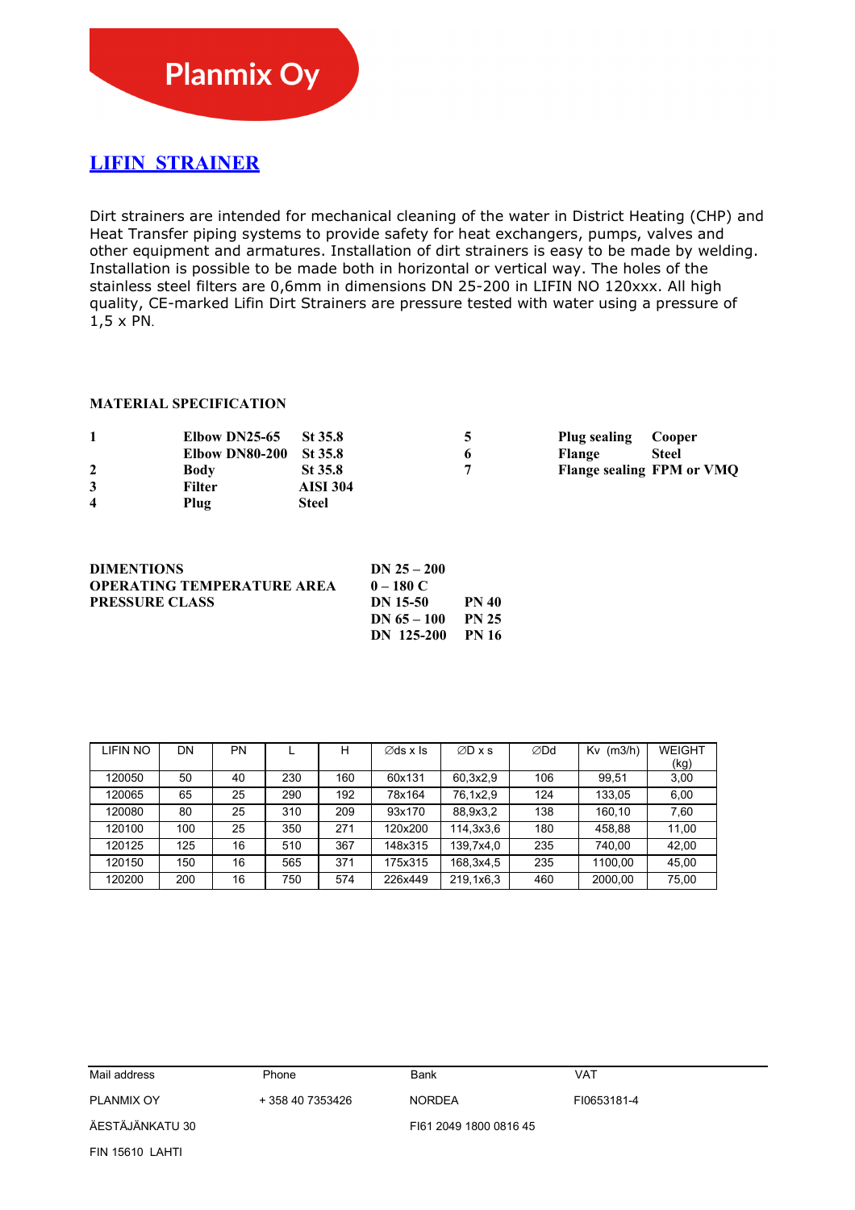# Planmix Oy

## LIFIN STRAINER

Dirt strainers are intended for mechanical cleaning of the water in District Heating (CHP) and Heat Transfer piping systems to provide safety for heat exchangers, pumps, valves and other equipment and armatures. Installation of dirt strainers is easy to be made by welding. Installation is possible to be made both in horizontal or vertical way. The holes of the stainless steel filters are 0,6mm in dimensions DN 25-200 in LIFIN NO 120xxx. All high quality, CE-marked Lifin Dirt Strainers are pressure tested with water using a pressure of 1,5 x PN.

**MATERIAL SPECIFICATION**

| | | | | | |
|---|---|---|---|---|---|
| **1** | **Elbow DN25-65** | **St 35.8** | **5** | **Plug sealing** | **Cooper** |
| | **Elbow DN80-200** | **St 35.8** | **6** | **Flange** | **Steel** |
| **2** | **Body** | **St 35.8** | **7** | **Flange sealing** | **FPM or VMQ** |
| **3** | **Filter** | **AISI 304** | | | |
| **4** | **Plug** | **Steel** | | | |

| | | |
|---|---|---|
| **DIMENTIONS** | **DN 25 – 200** | |
| **OPERATING TEMPERATURE AREA** | **0 – 180 C** | |
| **PRESSURE CLASS** | **DN 15-50** | **PN 40** |
| | **DN 65 – 100** | **PN 25** |
| | **DN 125-200** | **PN 16** |

| LIFIN NO | DN | PN | L | H | ∅ds x ls | ∅D x s | ∅Dd | Kv (m3/h) | WEIGHT (kg) |
|---|---|---|---|---|---|---|---|---|---|
| 120050 | 50 | 40 | 230 | 160 | 60x131 | 60,3x2,9 | 106 | 99,51 | 3,00 |
| 120065 | 65 | 25 | 290 | 192 | 78x164 | 76,1x2,9 | 124 | 133,05 | 6,00 |
| 120080 | 80 | 25 | 310 | 209 | 93x170 | 88,9x3,2 | 138 | 160,10 | 7,60 |
| 120100 | 100 | 25 | 350 | 271 | 120x200 | 114,3x3,6 | 180 | 458,88 | 11,00 |
| 120125 | 125 | 16 | 510 | 367 | 148x315 | 139,7x4,0 | 235 | 740,00 | 42,00 |
| 120150 | 150 | 16 | 565 | 371 | 175x315 | 168,3x4,5 | 235 | 1100,00 | 45,00 |
| 120200 | 200 | 16 | 750 | 574 | 226x449 | 219,1x6,3 | 460 | 2000,00 | 75,00 |

| Mail address | Phone | Bank | VAT |
|---|---|---|---|
| PLANMIX OY | + 358 40 7353426 | NORDEA | FI0653181-4 |
| ÄESTÄJÄNKATU 30 | | FI61 2049 1800 0816 45 | |
| FIN 15610 LAHTI | | | |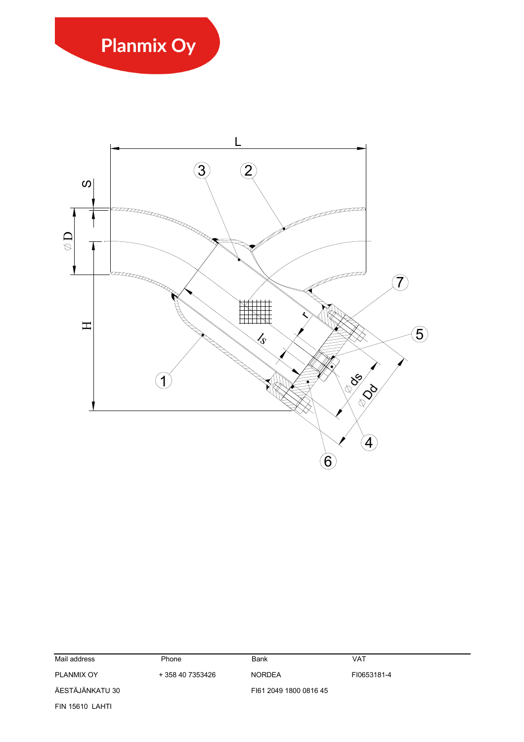Planmix Oy

L

S

∅ D

H

1

2

3

4

5

6

7

r

ls

∅ ds

∅ Dd

| Mail address | Phone | Bank | VAT |
|---|---|---|---|
| PLANMIX OY | + 358 40 7353426 | NORDEA | FI0653181-4 |
| ÄESTÄJÄNKATU 30 | | FI61 2049 1800 0816 45 | |
| FIN 15610 LAHTI | | | |